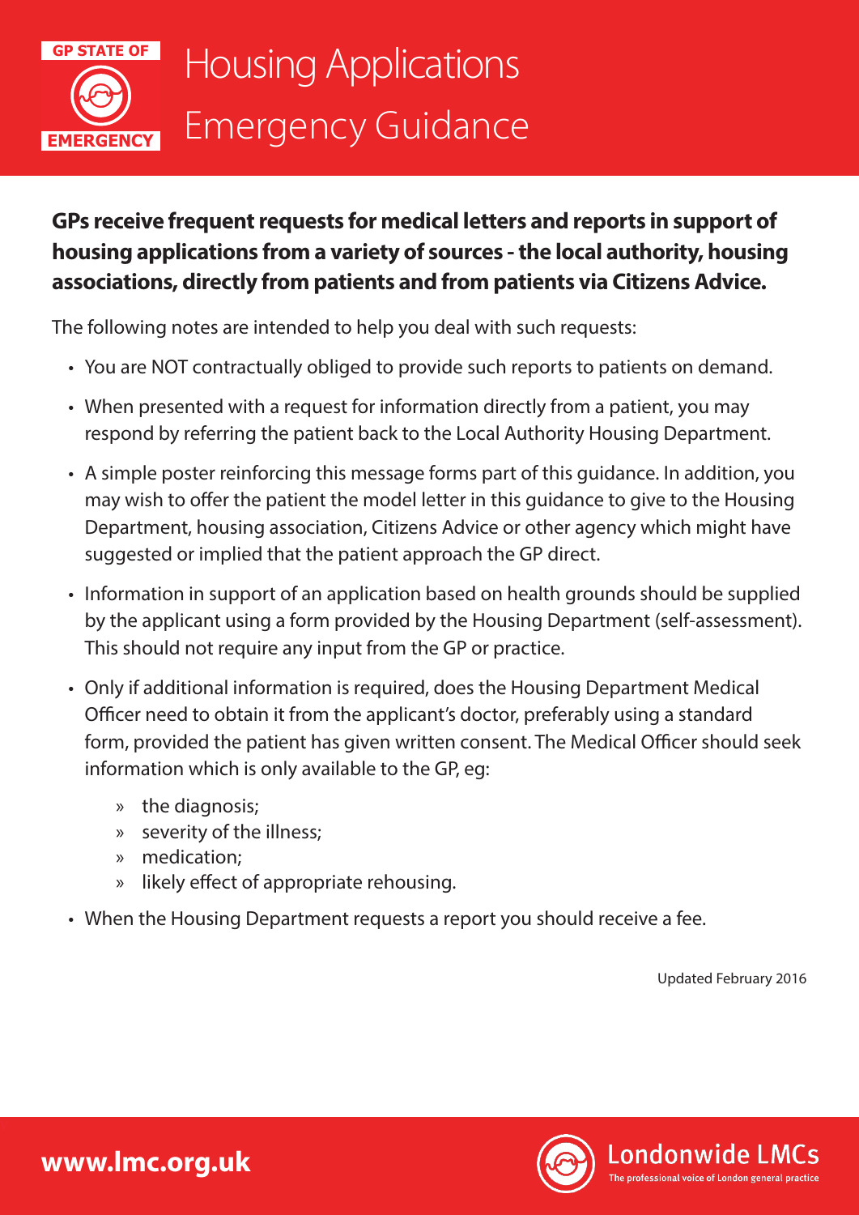GP STATE OF EMERGENCY

# Housing Applications Emergency Guidance

**GPs receive frequent requests for medical letters and reports in support of housing applications from a variety of sources - the local authority, housing associations, directly from patients and from patients via Citizens Advice.**

The following notes are intended to help you deal with such requests:

- You are NOT contractually obliged to provide such reports to patients on demand.
- When presented with a request for information directly from a patient, you may respond by referring the patient back to the Local Authority Housing Department.
- A simple poster reinforcing this message forms part of this guidance. In addition, you may wish to offer the patient the model letter in this guidance to give to the Housing Department, housing association, Citizens Advice or other agency which might have suggested or implied that the patient approach the GP direct.
- Information in support of an application based on health grounds should be supplied by the applicant using a form provided by the Housing Department (self-assessment). This should not require any input from the GP or practice.
- Only if additional information is required, does the Housing Department Medical Officer need to obtain it from the applicant's doctor, preferably using a standard form, provided the patient has given written consent. The Medical Officer should seek information which is only available to the GP, eg:
  - the diagnosis;
  - severity of the illness;
  - medication;
  - likely effect of appropriate rehousing.
- When the Housing Department requests a report you should receive a fee.

Updated February 2016

**www.lmc.org.uk**

Londonwide LMCs
The professional voice of London general practice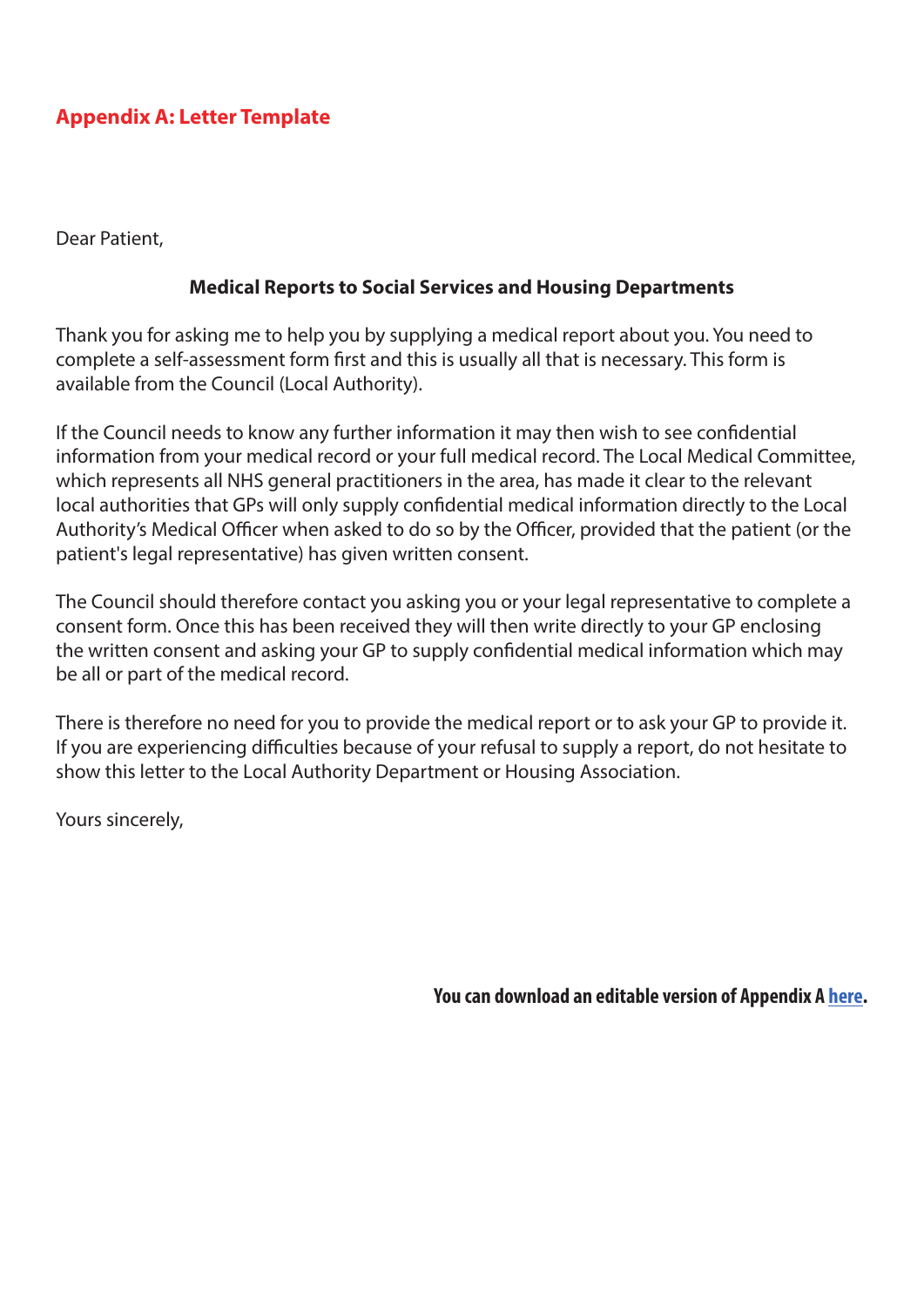## Appendix A: Letter Template

Dear Patient,

**Medical Reports to Social Services and Housing Departments**

Thank you for asking me to help you by supplying a medical report about you. You need to complete a self-assessment form first and this is usually all that is necessary. This form is available from the Council (Local Authority).

If the Council needs to know any further information it may then wish to see confidential information from your medical record or your full medical record. The Local Medical Committee, which represents all NHS general practitioners in the area, has made it clear to the relevant local authorities that GPs will only supply confidential medical information directly to the Local Authority's Medical Officer when asked to do so by the Officer, provided that the patient (or the patient's legal representative) has given written consent.

The Council should therefore contact you asking you or your legal representative to complete a consent form. Once this has been received they will then write directly to your GP enclosing the written consent and asking your GP to supply confidential medical information which may be all or part of the medical record.

There is therefore no need for you to provide the medical report or to ask your GP to provide it. If you are experiencing difficulties because of your refusal to supply a report, do not hesitate to show this letter to the Local Authority Department or Housing Association.

Yours sincerely,

**You can download an editable version of Appendix A here.**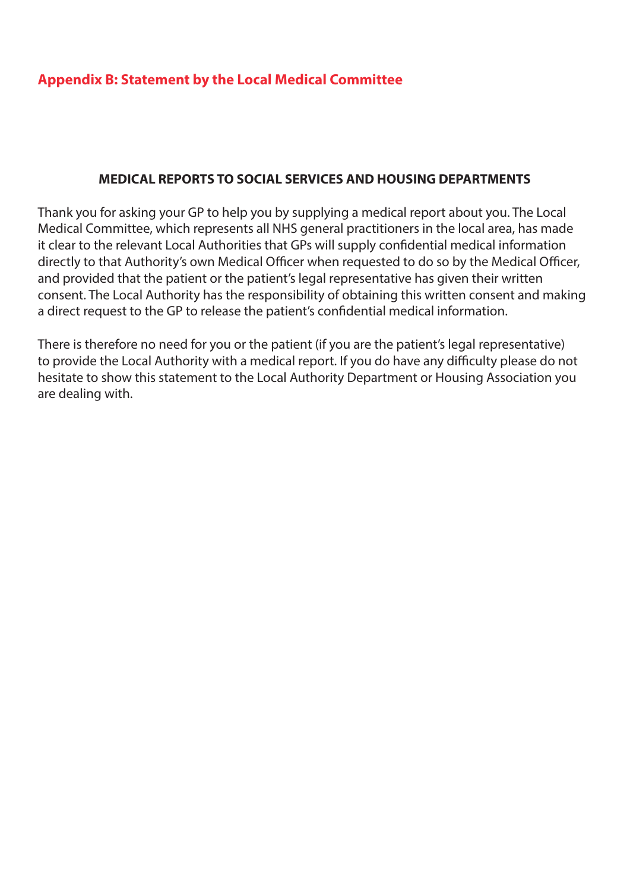## Appendix B: Statement by the Local Medical Committee

### MEDICAL REPORTS TO SOCIAL SERVICES AND HOUSING DEPARTMENTS

Thank you for asking your GP to help you by supplying a medical report about you. The Local Medical Committee, which represents all NHS general practitioners in the local area, has made it clear to the relevant Local Authorities that GPs will supply confidential medical information directly to that Authority's own Medical Officer when requested to do so by the Medical Officer, and provided that the patient or the patient's legal representative has given their written consent. The Local Authority has the responsibility of obtaining this written consent and making a direct request to the GP to release the patient's confidential medical information.

There is therefore no need for you or the patient (if you are the patient's legal representative) to provide the Local Authority with a medical report. If you do have any difficulty please do not hesitate to show this statement to the Local Authority Department or Housing Association you are dealing with.